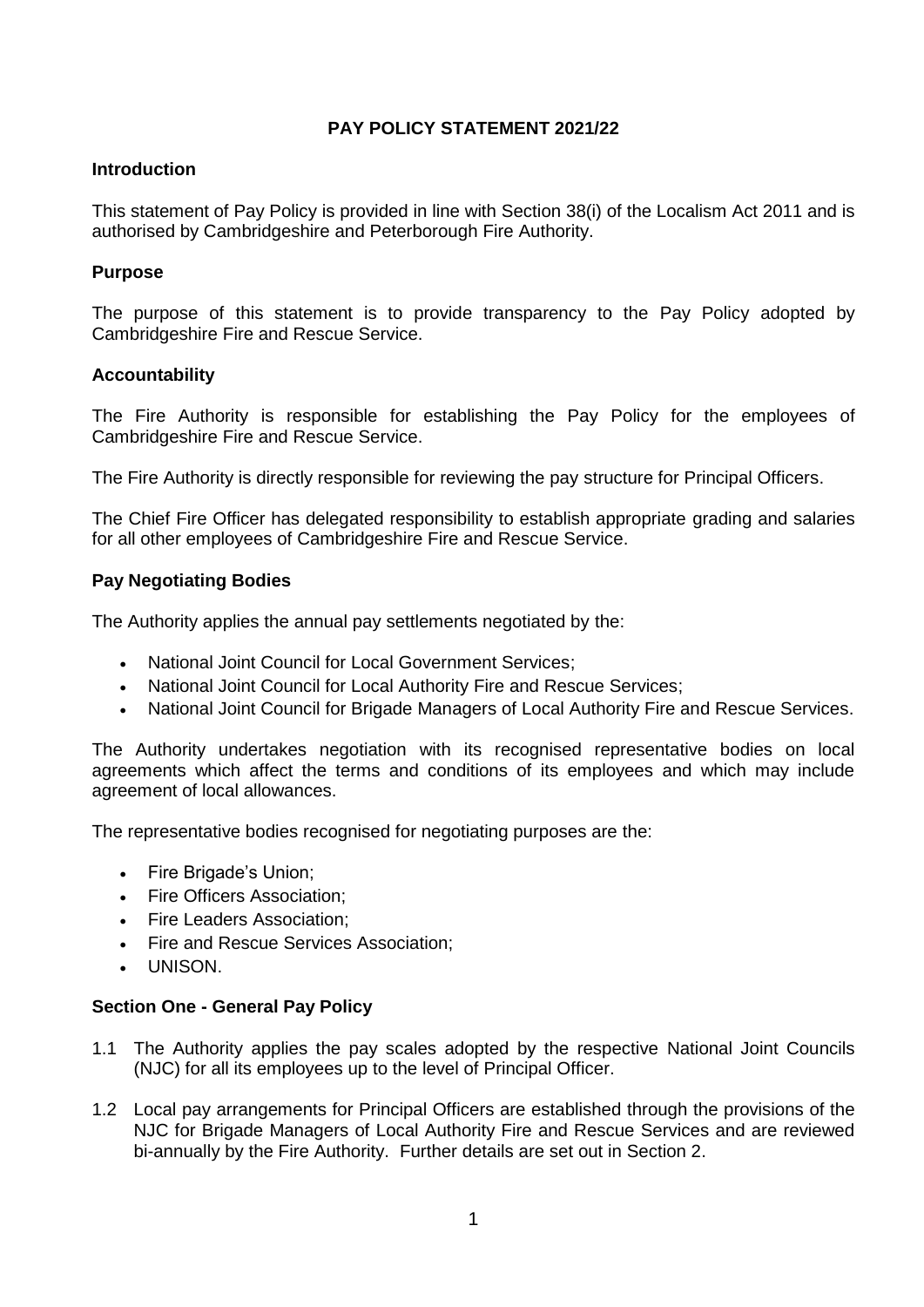# PAY POLICY STATEMENT 2021/22

## Introduction

This statement of Pay Policy is provided in line with Section 38(i) of the Localism Act 2011 and is authorised by Cambridgeshire and Peterborough Fire Authority.

## Purpose

The purpose of this statement is to provide transparency to the Pay Policy adopted by Cambridgeshire Fire and Rescue Service.

## Accountability

The Fire Authority is responsible for establishing the Pay Policy for the employees of Cambridgeshire Fire and Rescue Service.

The Fire Authority is directly responsible for reviewing the pay structure for Principal Officers.

The Chief Fire Officer has delegated responsibility to establish appropriate grading and salaries for all other employees of Cambridgeshire Fire and Rescue Service.

## Pay Negotiating Bodies

The Authority applies the annual pay settlements negotiated by the:

- National Joint Council for Local Government Services;
- National Joint Council for Local Authority Fire and Rescue Services;
- National Joint Council for Brigade Managers of Local Authority Fire and Rescue Services.

The Authority undertakes negotiation with its recognised representative bodies on local agreements which affect the terms and conditions of its employees and which may include agreement of local allowances.

The representative bodies recognised for negotiating purposes are the:

- Fire Brigade's Union;
- Fire Officers Association;
- Fire Leaders Association;
- Fire and Rescue Services Association;
- UNISON.

## Section One - General Pay Policy

1.1 The Authority applies the pay scales adopted by the respective National Joint Councils (NJC) for all its employees up to the level of Principal Officer.

1.2 Local pay arrangements for Principal Officers are established through the provisions of the NJC for Brigade Managers of Local Authority Fire and Rescue Services and are reviewed bi-annually by the Fire Authority. Further details are set out in Section 2.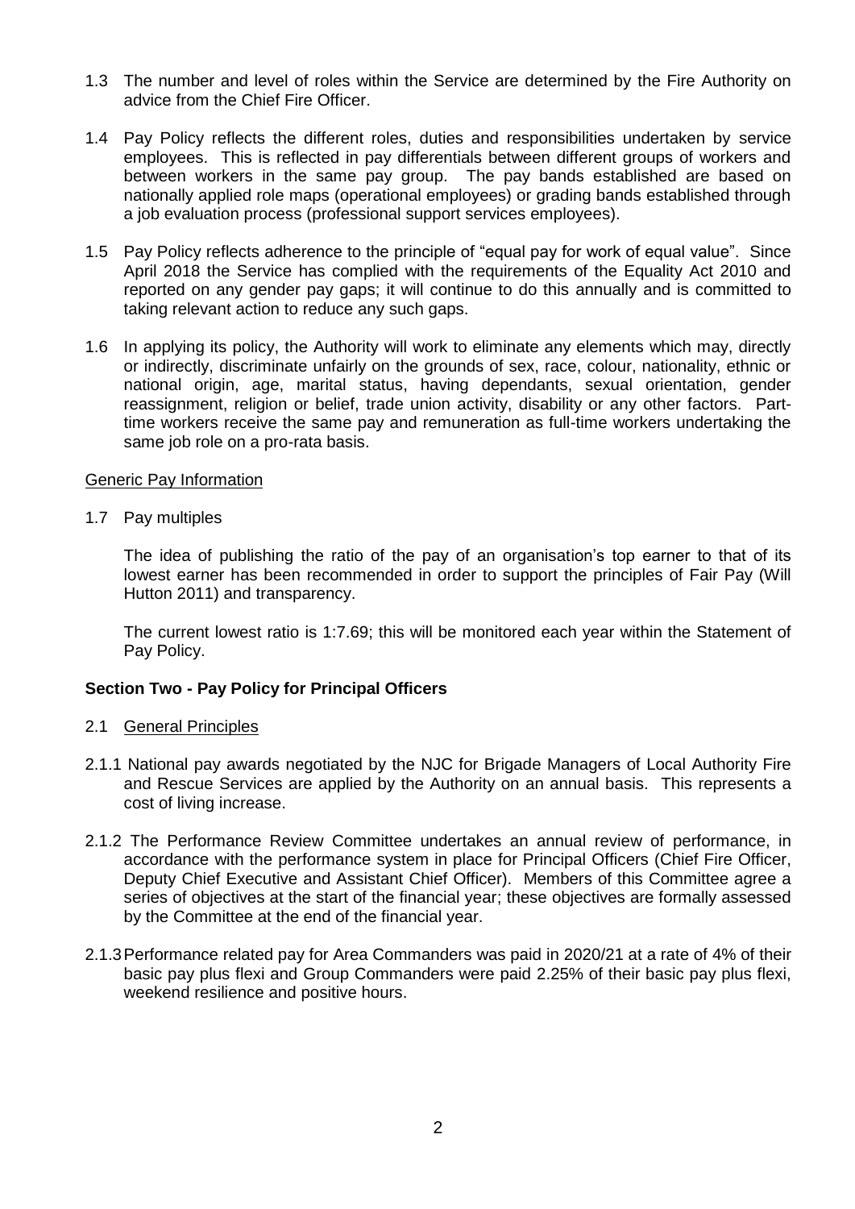1.3 The number and level of roles within the Service are determined by the Fire Authority on advice from the Chief Fire Officer.

1.4 Pay Policy reflects the different roles, duties and responsibilities undertaken by service employees. This is reflected in pay differentials between different groups of workers and between workers in the same pay group. The pay bands established are based on nationally applied role maps (operational employees) or grading bands established through a job evaluation process (professional support services employees).

1.5 Pay Policy reflects adherence to the principle of "equal pay for work of equal value". Since April 2018 the Service has complied with the requirements of the Equality Act 2010 and reported on any gender pay gaps; it will continue to do this annually and is committed to taking relevant action to reduce any such gaps.

1.6 In applying its policy, the Authority will work to eliminate any elements which may, directly or indirectly, discriminate unfairly on the grounds of sex, race, colour, nationality, ethnic or national origin, age, marital status, having dependants, sexual orientation, gender reassignment, religion or belief, trade union activity, disability or any other factors. Part-time workers receive the same pay and remuneration as full-time workers undertaking the same job role on a pro-rata basis.

<u>Generic Pay Information</u>

1.7 Pay multiples

The idea of publishing the ratio of the pay of an organisation's top earner to that of its lowest earner has been recommended in order to support the principles of Fair Pay (Will Hutton 2011) and transparency.

The current lowest ratio is 1:7.69; this will be monitored each year within the Statement of Pay Policy.

**Section Two - Pay Policy for Principal Officers**

2.1 <u>General Principles</u>

2.1.1 National pay awards negotiated by the NJC for Brigade Managers of Local Authority Fire and Rescue Services are applied by the Authority on an annual basis. This represents a cost of living increase.

2.1.2 The Performance Review Committee undertakes an annual review of performance, in accordance with the performance system in place for Principal Officers (Chief Fire Officer, Deputy Chief Executive and Assistant Chief Officer). Members of this Committee agree a series of objectives at the start of the financial year; these objectives are formally assessed by the Committee at the end of the financial year.

2.1.3 Performance related pay for Area Commanders was paid in 2020/21 at a rate of 4% of their basic pay plus flexi and Group Commanders were paid 2.25% of their basic pay plus flexi, weekend resilience and positive hours.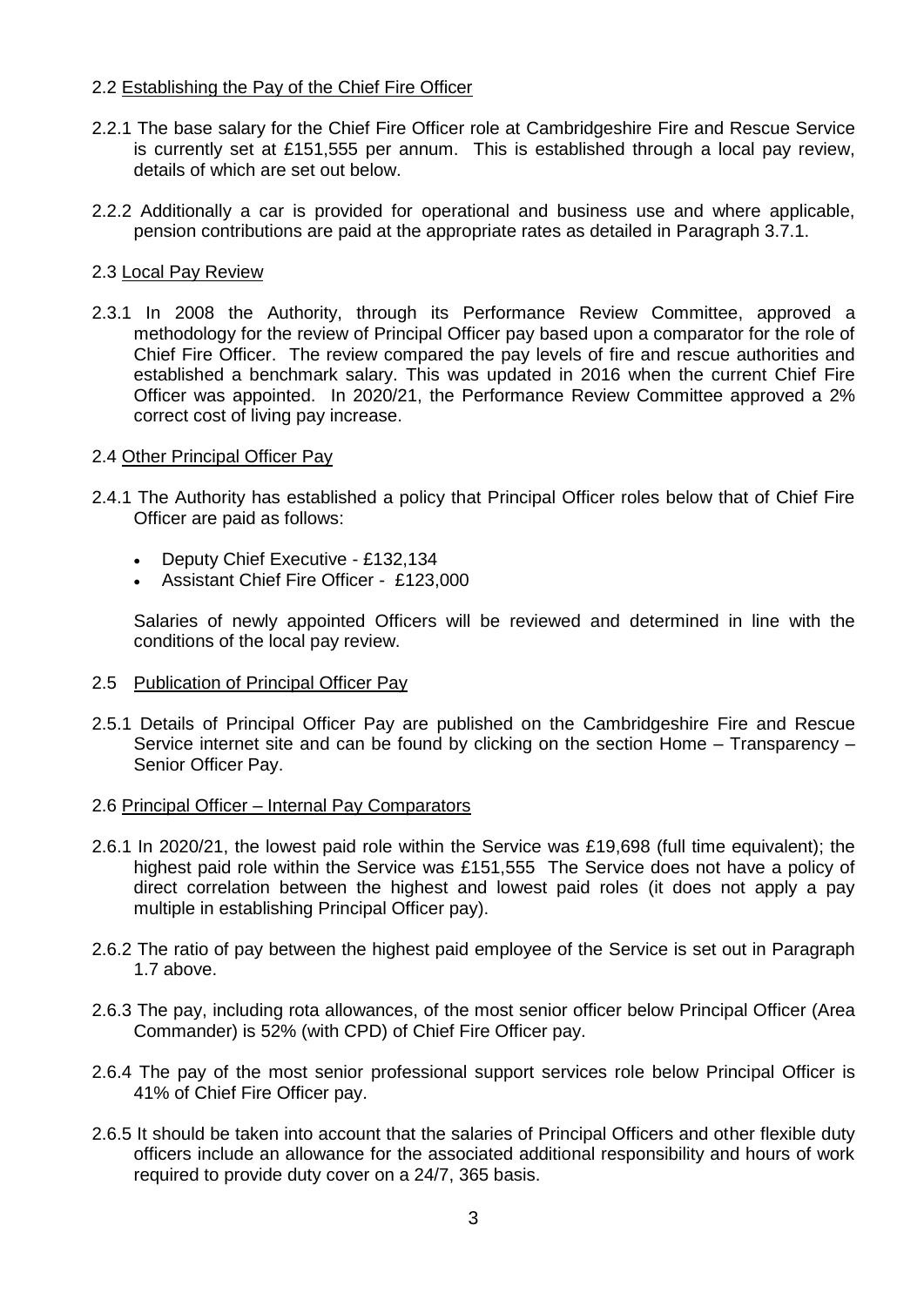## 2.2 Establishing the Pay of the Chief Fire Officer

2.2.1 The base salary for the Chief Fire Officer role at Cambridgeshire Fire and Rescue Service is currently set at £151,555 per annum. This is established through a local pay review, details of which are set out below.

2.2.2 Additionally a car is provided for operational and business use and where applicable, pension contributions are paid at the appropriate rates as detailed in Paragraph 3.7.1.

## 2.3 Local Pay Review

2.3.1 In 2008 the Authority, through its Performance Review Committee, approved a methodology for the review of Principal Officer pay based upon a comparator for the role of Chief Fire Officer. The review compared the pay levels of fire and rescue authorities and established a benchmark salary. This was updated in 2016 when the current Chief Fire Officer was appointed. In 2020/21, the Performance Review Committee approved a 2% correct cost of living pay increase.

## 2.4 Other Principal Officer Pay

2.4.1 The Authority has established a policy that Principal Officer roles below that of Chief Fire Officer are paid as follows:

- Deputy Chief Executive - £132,134
- Assistant Chief Fire Officer - £123,000

Salaries of newly appointed Officers will be reviewed and determined in line with the conditions of the local pay review.

## 2.5 Publication of Principal Officer Pay

2.5.1 Details of Principal Officer Pay are published on the Cambridgeshire Fire and Rescue Service internet site and can be found by clicking on the section Home – Transparency – Senior Officer Pay.

## 2.6 Principal Officer – Internal Pay Comparators

2.6.1 In 2020/21, the lowest paid role within the Service was £19,698 (full time equivalent); the highest paid role within the Service was £151,555 The Service does not have a policy of direct correlation between the highest and lowest paid roles (it does not apply a pay multiple in establishing Principal Officer pay).

2.6.2 The ratio of pay between the highest paid employee of the Service is set out in Paragraph 1.7 above.

2.6.3 The pay, including rota allowances, of the most senior officer below Principal Officer (Area Commander) is 52% (with CPD) of Chief Fire Officer pay.

2.6.4 The pay of the most senior professional support services role below Principal Officer is 41% of Chief Fire Officer pay.

2.6.5 It should be taken into account that the salaries of Principal Officers and other flexible duty officers include an allowance for the associated additional responsibility and hours of work required to provide duty cover on a 24/7, 365 basis.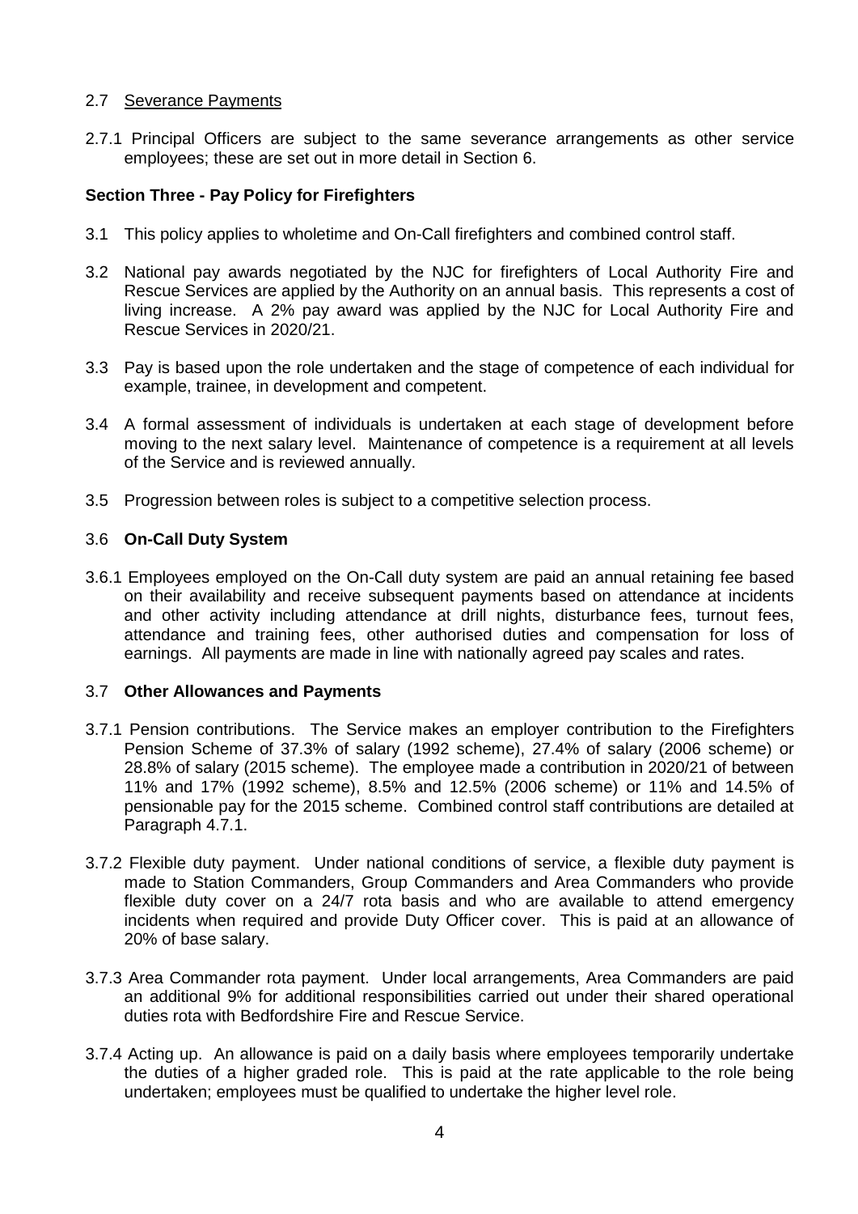2.7 Severance Payments

2.7.1 Principal Officers are subject to the same severance arrangements as other service employees; these are set out in more detail in Section 6.

## Section Three - Pay Policy for Firefighters

3.1 This policy applies to wholetime and On-Call firefighters and combined control staff.

3.2 National pay awards negotiated by the NJC for firefighters of Local Authority Fire and Rescue Services are applied by the Authority on an annual basis. This represents a cost of living increase. A 2% pay award was applied by the NJC for Local Authority Fire and Rescue Services in 2020/21.

3.3 Pay is based upon the role undertaken and the stage of competence of each individual for example, trainee, in development and competent.

3.4 A formal assessment of individuals is undertaken at each stage of development before moving to the next salary level. Maintenance of competence is a requirement at all levels of the Service and is reviewed annually.

3.5 Progression between roles is subject to a competitive selection process.

3.6 **On-Call Duty System**

3.6.1 Employees employed on the On-Call duty system are paid an annual retaining fee based on their availability and receive subsequent payments based on attendance at incidents and other activity including attendance at drill nights, disturbance fees, turnout fees, attendance and training fees, other authorised duties and compensation for loss of earnings. All payments are made in line with nationally agreed pay scales and rates.

3.7 **Other Allowances and Payments**

3.7.1 Pension contributions. The Service makes an employer contribution to the Firefighters Pension Scheme of 37.3% of salary (1992 scheme), 27.4% of salary (2006 scheme) or 28.8% of salary (2015 scheme). The employee made a contribution in 2020/21 of between 11% and 17% (1992 scheme), 8.5% and 12.5% (2006 scheme) or 11% and 14.5% of pensionable pay for the 2015 scheme. Combined control staff contributions are detailed at Paragraph 4.7.1.

3.7.2 Flexible duty payment. Under national conditions of service, a flexible duty payment is made to Station Commanders, Group Commanders and Area Commanders who provide flexible duty cover on a 24/7 rota basis and who are available to attend emergency incidents when required and provide Duty Officer cover. This is paid at an allowance of 20% of base salary.

3.7.3 Area Commander rota payment. Under local arrangements, Area Commanders are paid an additional 9% for additional responsibilities carried out under their shared operational duties rota with Bedfordshire Fire and Rescue Service.

3.7.4 Acting up. An allowance is paid on a daily basis where employees temporarily undertake the duties of a higher graded role. This is paid at the rate applicable to the role being undertaken; employees must be qualified to undertake the higher level role.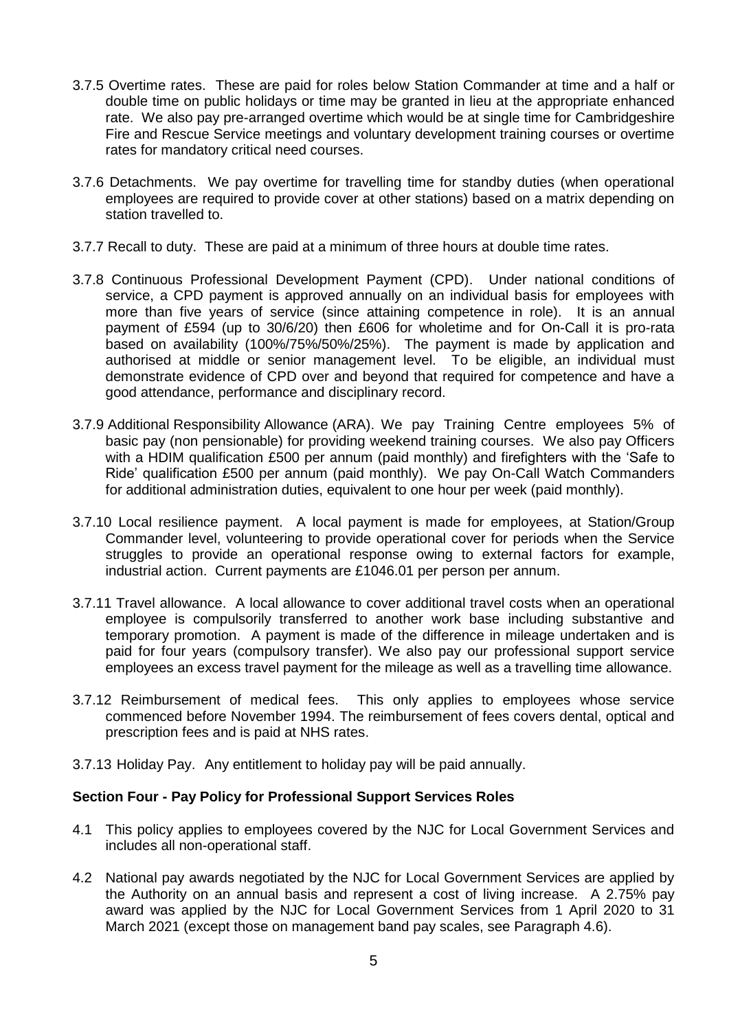3.7.5 Overtime rates. These are paid for roles below Station Commander at time and a half or double time on public holidays or time may be granted in lieu at the appropriate enhanced rate. We also pay pre-arranged overtime which would be at single time for Cambridgeshire Fire and Rescue Service meetings and voluntary development training courses or overtime rates for mandatory critical need courses.

3.7.6 Detachments. We pay overtime for travelling time for standby duties (when operational employees are required to provide cover at other stations) based on a matrix depending on station travelled to.

3.7.7 Recall to duty. These are paid at a minimum of three hours at double time rates.

3.7.8 Continuous Professional Development Payment (CPD). Under national conditions of service, a CPD payment is approved annually on an individual basis for employees with more than five years of service (since attaining competence in role). It is an annual payment of £594 (up to 30/6/20) then £606 for wholetime and for On-Call it is pro-rata based on availability (100%/75%/50%/25%). The payment is made by application and authorised at middle or senior management level. To be eligible, an individual must demonstrate evidence of CPD over and beyond that required for competence and have a good attendance, performance and disciplinary record.

3.7.9 Additional Responsibility Allowance (ARA). We pay Training Centre employees 5% of basic pay (non pensionable) for providing weekend training courses. We also pay Officers with a HDIM qualification £500 per annum (paid monthly) and firefighters with the 'Safe to Ride' qualification £500 per annum (paid monthly). We pay On-Call Watch Commanders for additional administration duties, equivalent to one hour per week (paid monthly).

3.7.10 Local resilience payment. A local payment is made for employees, at Station/Group Commander level, volunteering to provide operational cover for periods when the Service struggles to provide an operational response owing to external factors for example, industrial action. Current payments are £1046.01 per person per annum.

3.7.11 Travel allowance. A local allowance to cover additional travel costs when an operational employee is compulsorily transferred to another work base including substantive and temporary promotion. A payment is made of the difference in mileage undertaken and is paid for four years (compulsory transfer). We also pay our professional support service employees an excess travel payment for the mileage as well as a travelling time allowance.

3.7.12 Reimbursement of medical fees. This only applies to employees whose service commenced before November 1994. The reimbursement of fees covers dental, optical and prescription fees and is paid at NHS rates.

3.7.13 Holiday Pay. Any entitlement to holiday pay will be paid annually.

**Section Four - Pay Policy for Professional Support Services Roles**

4.1 This policy applies to employees covered by the NJC for Local Government Services and includes all non-operational staff.

4.2 National pay awards negotiated by the NJC for Local Government Services are applied by the Authority on an annual basis and represent a cost of living increase. A 2.75% pay award was applied by the NJC for Local Government Services from 1 April 2020 to 31 March 2021 (except those on management band pay scales, see Paragraph 4.6).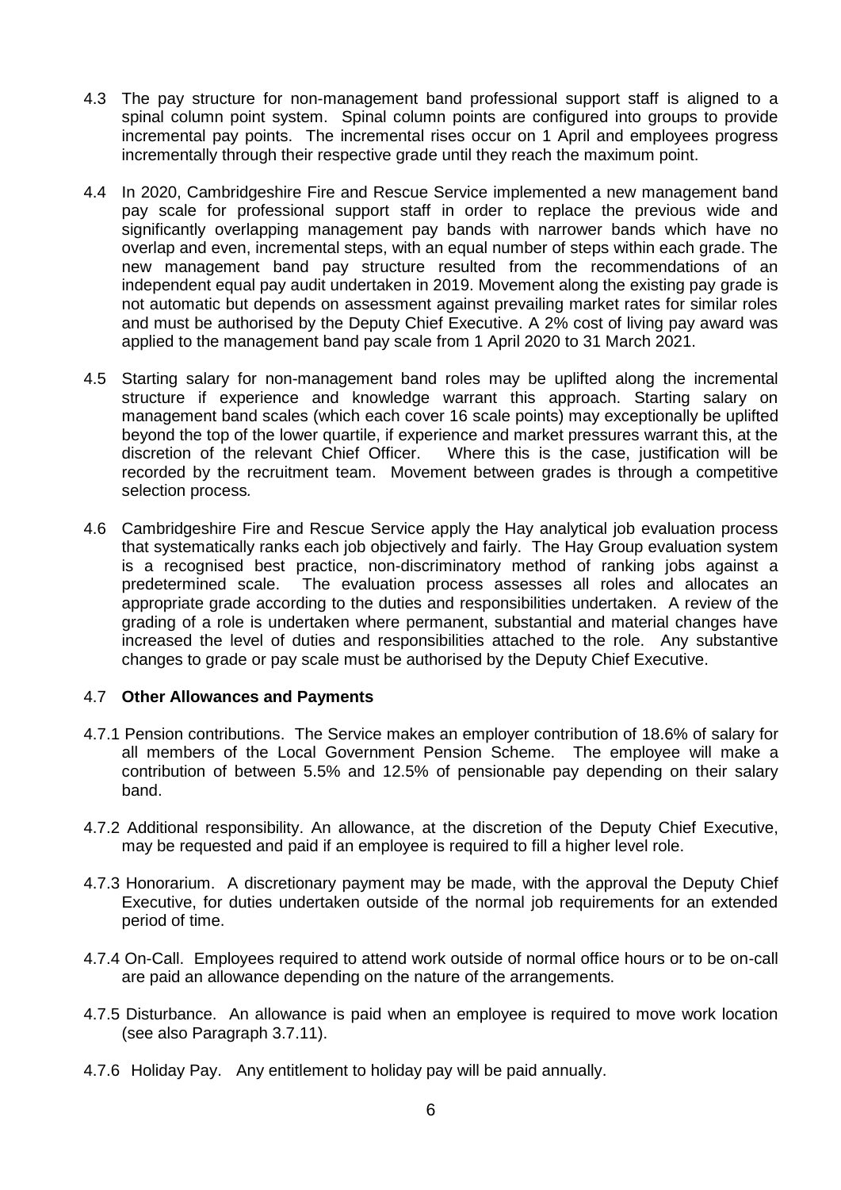4.3 The pay structure for non-management band professional support staff is aligned to a spinal column point system. Spinal column points are configured into groups to provide incremental pay points. The incremental rises occur on 1 April and employees progress incrementally through their respective grade until they reach the maximum point.

4.4 In 2020, Cambridgeshire Fire and Rescue Service implemented a new management band pay scale for professional support staff in order to replace the previous wide and significantly overlapping management pay bands with narrower bands which have no overlap and even, incremental steps, with an equal number of steps within each grade. The new management band pay structure resulted from the recommendations of an independent equal pay audit undertaken in 2019. Movement along the existing pay grade is not automatic but depends on assessment against prevailing market rates for similar roles and must be authorised by the Deputy Chief Executive. A 2% cost of living pay award was applied to the management band pay scale from 1 April 2020 to 31 March 2021.

4.5 Starting salary for non-management band roles may be uplifted along the incremental structure if experience and knowledge warrant this approach. Starting salary on management band scales (which each cover 16 scale points) may exceptionally be uplifted beyond the top of the lower quartile, if experience and market pressures warrant this, at the discretion of the relevant Chief Officer. Where this is the case, justification will be recorded by the recruitment team. Movement between grades is through a competitive selection process.

4.6 Cambridgeshire Fire and Rescue Service apply the Hay analytical job evaluation process that systematically ranks each job objectively and fairly. The Hay Group evaluation system is a recognised best practice, non-discriminatory method of ranking jobs against a predetermined scale. The evaluation process assesses all roles and allocates an appropriate grade according to the duties and responsibilities undertaken. A review of the grading of a role is undertaken where permanent, substantial and material changes have increased the level of duties and responsibilities attached to the role. Any substantive changes to grade or pay scale must be authorised by the Deputy Chief Executive.

### 4.7 **Other Allowances and Payments**

4.7.1 Pension contributions. The Service makes an employer contribution of 18.6% of salary for all members of the Local Government Pension Scheme. The employee will make a contribution of between 5.5% and 12.5% of pensionable pay depending on their salary band.

4.7.2 Additional responsibility. An allowance, at the discretion of the Deputy Chief Executive, may be requested and paid if an employee is required to fill a higher level role.

4.7.3 Honorarium. A discretionary payment may be made, with the approval the Deputy Chief Executive, for duties undertaken outside of the normal job requirements for an extended period of time.

4.7.4 On-Call. Employees required to attend work outside of normal office hours or to be on-call are paid an allowance depending on the nature of the arrangements.

4.7.5 Disturbance. An allowance is paid when an employee is required to move work location (see also Paragraph 3.7.11).

4.7.6 Holiday Pay. Any entitlement to holiday pay will be paid annually.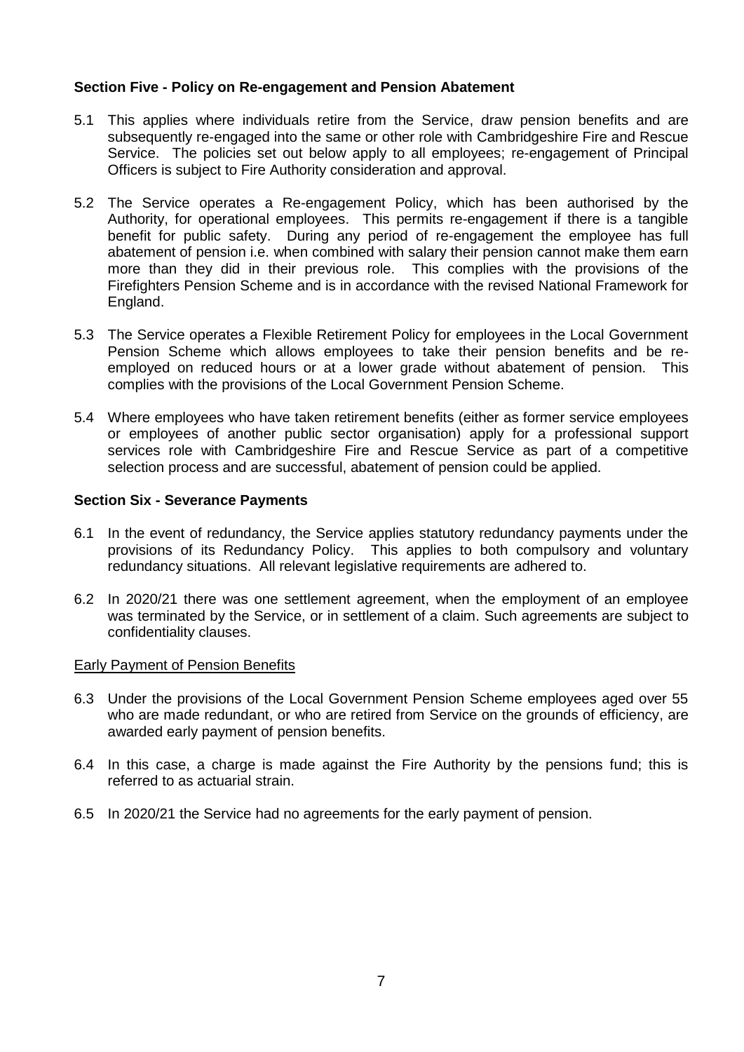## Section Five - Policy on Re-engagement and Pension Abatement

5.1 This applies where individuals retire from the Service, draw pension benefits and are subsequently re-engaged into the same or other role with Cambridgeshire Fire and Rescue Service. The policies set out below apply to all employees; re-engagement of Principal Officers is subject to Fire Authority consideration and approval.

5.2 The Service operates a Re-engagement Policy, which has been authorised by the Authority, for operational employees. This permits re-engagement if there is a tangible benefit for public safety. During any period of re-engagement the employee has full abatement of pension i.e. when combined with salary their pension cannot make them earn more than they did in their previous role. This complies with the provisions of the Firefighters Pension Scheme and is in accordance with the revised National Framework for England.

5.3 The Service operates a Flexible Retirement Policy for employees in the Local Government Pension Scheme which allows employees to take their pension benefits and be re-employed on reduced hours or at a lower grade without abatement of pension. This complies with the provisions of the Local Government Pension Scheme.

5.4 Where employees who have taken retirement benefits (either as former service employees or employees of another public sector organisation) apply for a professional support services role with Cambridgeshire Fire and Rescue Service as part of a competitive selection process and are successful, abatement of pension could be applied.

## Section Six - Severance Payments

6.1 In the event of redundancy, the Service applies statutory redundancy payments under the provisions of its Redundancy Policy. This applies to both compulsory and voluntary redundancy situations. All relevant legislative requirements are adhered to.

6.2 In 2020/21 there was one settlement agreement, when the employment of an employee was terminated by the Service, or in settlement of a claim. Such agreements are subject to confidentiality clauses.

### Early Payment of Pension Benefits

6.3 Under the provisions of the Local Government Pension Scheme employees aged over 55 who are made redundant, or who are retired from Service on the grounds of efficiency, are awarded early payment of pension benefits.

6.4 In this case, a charge is made against the Fire Authority by the pensions fund; this is referred to as actuarial strain.

6.5 In 2020/21 the Service had no agreements for the early payment of pension.